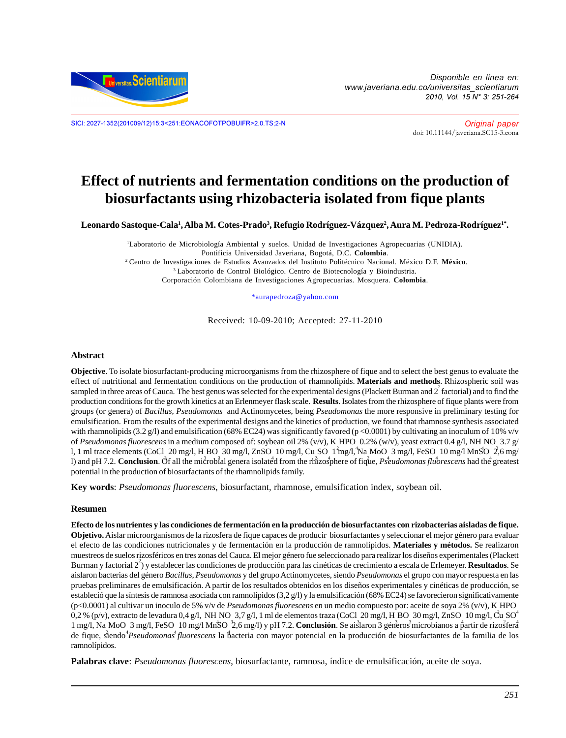SICI: 2027-1352(201009/12)15:3<251:EONACOFOTPOBUIFR>2.0.TS;2-N

*Original paper*

doi: 10.11144/javeriana.SC15-3.eona

# Effect of nutrients and fermentation conditions on the production of biosurfactants using rhizobacteria isolated from fique plants

**Leonardo Sastoque-Cala[1], Alba M. Cotes-Prado[3], Refugio Rodríguez-Vázquez[2], Aura M. Pedroza-Rodríguez[1*].**

[1]Laboratorio de Microbiología Ambiental y suelos. Unidad de Investigaciones Agropecuarias (UNIDIA). Pontificia Universidad Javeriana, Bogotá, D.C. **Colombia**.
[2] Centro de Investigaciones de Estudios Avanzados del Instituto Politécnico Nacional. México D.F. **México**.
[3] Laboratorio de Control Biológico. Centro de Biotecnología y Bioindustria. Corporación Colombiana de Investigaciones Agropecuarias. Mosquera. **Colombia**.

*aurapedroza@yahoo.com

Received: 10-09-2010; Accepted: 27-11-2010

## Abstract

**Objective**. To isolate biosurfactant-producing microorganisms from the rhizosphere of fique and to select the best genus to evaluate the effect of nutritional and fermentation conditions on the production of rhamnolipids. **Materials and methods**. Rhizospheric soil was sampled in three areas of Cauca. The best genus was selected for the experimental designs (Plackett Burman and $2^2$ factorial) and to find the production conditions for the growth kinetics at an Erlenmeyer flask scale. **Results**. Isolates from the rhizosphere of fique plants were from groups (or genera) of *Bacillus, Pseudomonas* and Actinomycetes, being *Pseudomonas* the more responsive in preliminary testing for emulsification. From the results of the experimental designs and the kinetics of production, we found that rhamnose synthesis associated with rhamnolipids (3.2 g/l) and emulsification (68% EC24) was significantly favored (p <0.0001) by cultivating an inoculum of 10% v/v of *Pseudomonas fluorescens* in a medium composed of: soybean oil 2% (v/v), $K_2HPO_4$ 0.2% (w/v), yeast extract 0.4 g/l, $NH_4NO_3$ 3.7 g/l, 1 ml trace elements ($CoCl_2$ 20 mg/l, $H_3BO_3$ 30 mg/l, $ZnSO_4$ 10 mg/l, $CuSO_4$ 1 mg/l, $Na_2MoO_4$ 3 mg/l, $FeSO_4$ 10 mg/l $MnSO_4$ 2,6 mg/l) and pH 7.2. **Conclusion**. Of all the microbial genera isolated from the rhizosphere of fique, *Pseudomonas fluorescens* had the greatest potential in the production of biosurfactants of the rhamnolipids family.

**Key words**: *Pseudomonas fluorescens*, biosurfactant, rhamnose, emulsification index, soybean oil.

## Resumen

**Efecto de los nutrientes y las condiciones de fermentación en la producción de biosurfactantes con rizobacterias aisladas de fique. Objetivo.** Aislar microorganismos de la rizosfera de fique capaces de producir biosurfactantes y seleccionar el mejor género para evaluar el efecto de las condiciones nutricionales y de fermentación en la producción de ramnolípidos. **Materiales y métodos.** Se realizaron muestreos de suelos rizosféricos en tres zonas del Cauca. El mejor género fue seleccionado para realizar los diseños experimentales (Plackett Burman y factorial $2^2$) y establecer las condiciones de producción para las cinéticas de crecimiento a escala de Erlemeyer. **Resultados**. Se aislaron bacterias del género *Bacillus, Pseudomonas* y del grupo Actinomycetes, siendo *Pseudomonas* el grupo con mayor respuesta en las pruebas preliminares de emulsificación. A partir de los resultados obtenidos en los diseños experimentales y cinéticas de producción, se estableció que la síntesis de ramnosa asociada con ramnolípidos (3,2 g/l) y la emulsificación (68% EC24) se favorecieron significativamente (p<0.0001) al cultivar un inoculo de 5% v/v de *Pseudomonas fluorescens* en un medio compuesto por: aceite de soya 2% (v/v), $K_2HPO_4$ 0,2 % (p/v), extracto de levadura 0,4 g/l, $NH_4NO_3$ 3,7 g/l, 1 ml de elementos traza ($CoCl_2$ 20 mg/l, $H_3BO_3$ 30 mg/l, $ZnSO_4$ 10 mg/l, $CuSO_4$ 1 mg/l, $Na_2MoO_4$ 3 mg/l, $FeSO_4$ 10 mg/l $MnSO_4$ 2,6 mg/l) y pH 7.2. **Conclusión**. Se aislaron 3 géneros microbianos a partir de rizosfera de fique, siendo *Pseudomonas fluorescens* la bacteria con mayor potencial en la producción de biosurfactantes de la familia de los ramnolípidos.

**Palabras clave**: *Pseudomonas fluorescens*, biosurfactante, ramnosa, índice de emulsificación, aceite de soya.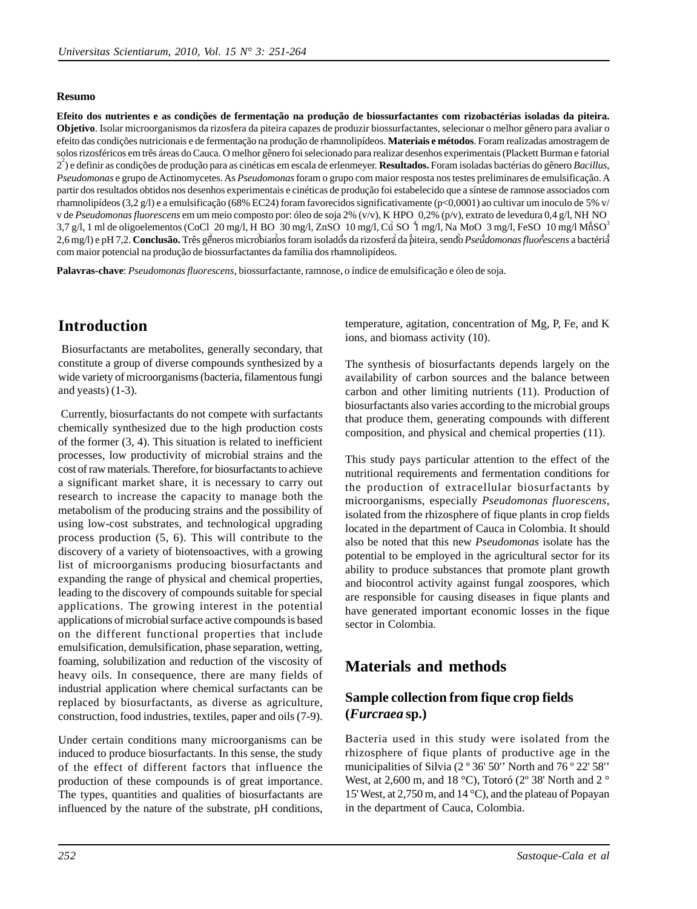**Resumo**

**Efeito dos nutrientes e as condições de fermentação na produção de biossurfactantes com rizobactérias isoladas da piteira. Objetivo**. Isolar microorganismos da rizosfera da piteira capazes de produzir biossurfactantes, selecionar o melhor gênero para avaliar o efeito das condições nutricionais e de fermentação na produção de rhamnolipídeos. **Materiais e métodos**. Foram realizadas amostragem de solos rizosféricos em três áreas do Cauca. O melhor gênero foi selecionado para realizar desenhos experimentais (Plackett Burman e fatorial $2^2$) e definir as condições de produção para as cinéticas em escala de erlenmeyer. **Resultados.** Foram isoladas bactérias do gênero *Bacillus*, *Pseudomonas* e grupo de Actinomycetes. As *Pseudomonas* foram o grupo com maior resposta nos testes preliminares de emulsificação. A partir dos resultados obtidos nos desenhos experimentais e cinéticas de produção foi estabelecido que a síntese de ramnose associados com rhamnolipídeos (3,2 g/l) e a emulsificação (68% EC24) foram favorecidos significativamente (p<0,0001) ao cultivar um inoculo de 5% v/v de *Pseudomonas fluorescens* em um meio composto por: óleo de soja 2% (v/v), $K_2HPO_4$ 0,2% (p/v), extrato de levedura 0,4 g/l, $NH_4NO_3$ 3,7 g/l, 1 ml de oligoelementos ($CoCl_2$ 20 mg/l, $H_3BO_3$ 30 mg/l, $ZnSO_4$ 10 mg/l, $Cu_2SO_4$ 1 mg/l, $Na_2MoO_4$ 3 mg/l, $FeSO_4$ 10 mg/l $MnSO_4$ 2,6 mg/l) e pH 7,2. **Conclusão.** Três gêneros microbianos foram isolados da rizosfera da piteira, sendo *Pseudomonas fluorescens* a bactéria com maior potencial na produção de biossurfactantes da família dos rhamnolipídeos.

**Palavras-chave**: *Pseudomonas fluorescens*, biossurfactante, ramnose, o índice de emulsificação e óleo de soja.

# Introduction

Biosurfactants are metabolites, generally secondary, that constitute a group of diverse compounds synthesized by a wide variety of microorganisms (bacteria, filamentous fungi and yeasts) (1-3).

Currently, biosurfactants do not compete with surfactants chemically synthesized due to the high production costs of the former (3, 4). This situation is related to inefficient processes, low productivity of microbial strains and the cost of raw materials. Therefore, for biosurfactants to achieve a significant market share, it is necessary to carry out research to increase the capacity to manage both the metabolism of the producing strains and the possibility of using low-cost substrates, and technological upgrading process production (5, 6). This will contribute to the discovery of a variety of biotensoactives, with a growing list of microorganisms producing biosurfactants and expanding the range of physical and chemical properties, leading to the discovery of compounds suitable for special applications. The growing interest in the potential applications of microbial surface active compounds is based on the different functional properties that include emulsification, demulsification, phase separation, wetting, foaming, solubilization and reduction of the viscosity of heavy oils. In consequence, there are many fields of industrial application where chemical surfactants can be replaced by biosurfactants, as diverse as agriculture, construction, food industries, textiles, paper and oils (7-9).

Under certain conditions many microorganisms can be induced to produce biosurfactants. In this sense, the study of the effect of different factors that influence the production of these compounds is of great importance. The types, quantities and qualities of biosurfactants are influenced by the nature of the substrate, pH conditions, temperature, agitation, concentration of Mg, P, Fe, and K ions, and biomass activity (10).

The synthesis of biosurfactants depends largely on the availability of carbon sources and the balance between carbon and other limiting nutrients (11). Production of biosurfactants also varies according to the microbial groups that produce them, generating compounds with different composition, and physical and chemical properties (11).

This study pays particular attention to the effect of the nutritional requirements and fermentation conditions for the production of extracellular biosurfactants by microorganisms, especially *Pseudomonas fluorescens*, isolated from the rhizosphere of fique plants in crop fields located in the department of Cauca in Colombia. It should also be noted that this new *Pseudomonas* isolate has the potential to be employed in the agricultural sector for its ability to produce substances that promote plant growth and biocontrol activity against fungal zoospores, which are responsible for causing diseases in fique plants and have generated important economic losses in the fique sector in Colombia.

# Materials and methods

## Sample collection from fique crop fields (*Furcraea* sp.)

Bacteria used in this study were isolated from the rhizosphere of fique plants of productive age in the municipalities of Silvia (2 º 36' 50'' North and 76 º 22' 58'' West, at 2,600 m, and 18 °C), Totoró (2º 38' North and 2 ° 15' West, at 2,750 m, and 14 °C), and the plateau of Popayan in the department of Cauca, Colombia.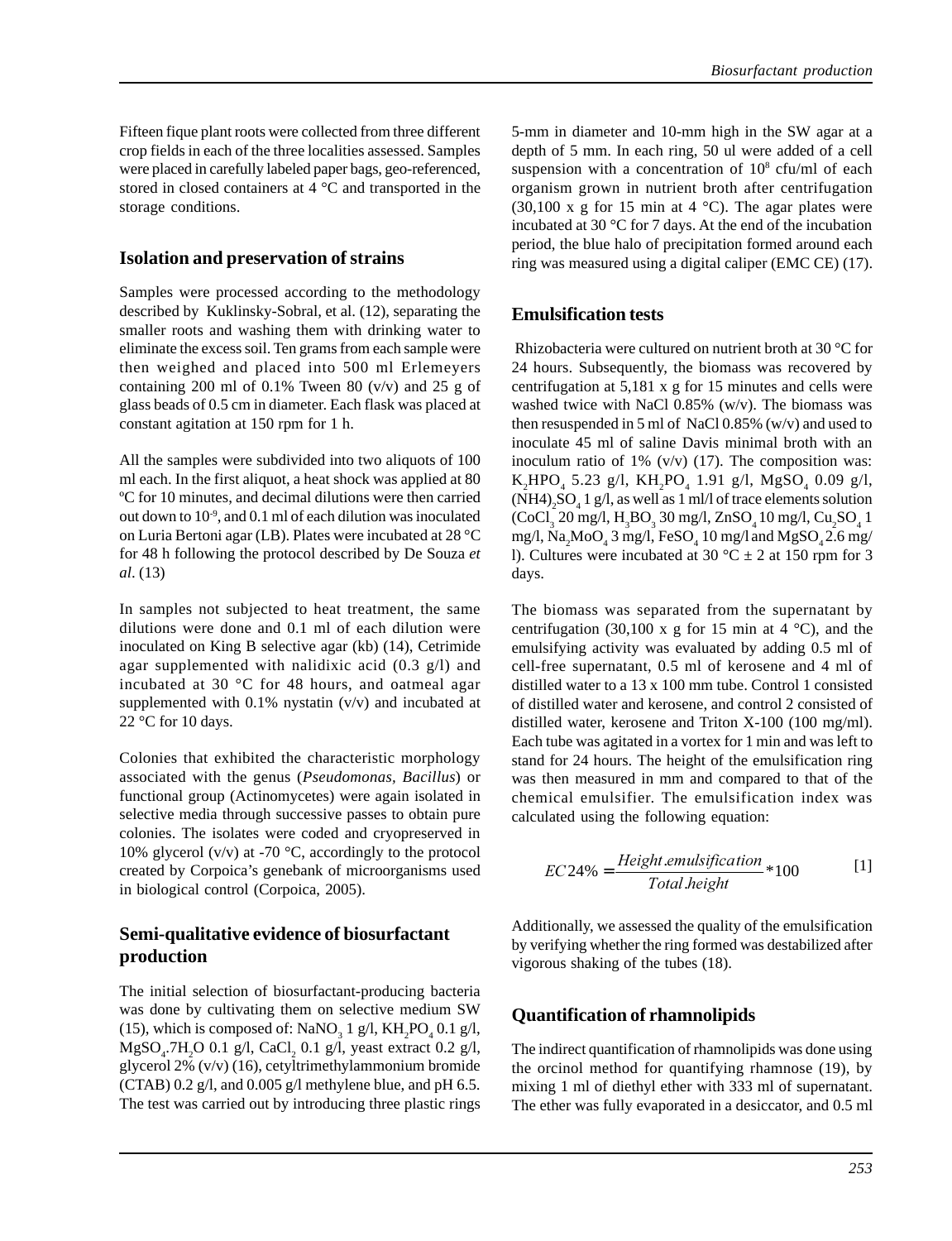Fifteen fique plant roots were collected from three different crop fields in each of the three localities assessed. Samples were placed in carefully labeled paper bags, geo-referenced, stored in closed containers at 4 °C and transported in the storage conditions.

## Isolation and preservation of strains

Samples were processed according to the methodology described by Kuklinsky-Sobral, et al. (12), separating the smaller roots and washing them with drinking water to eliminate the excess soil. Ten grams from each sample were then weighed and placed into 500 ml Erlemeyers containing 200 ml of 0.1% Tween 80 (v/v) and 25 g of glass beads of 0.5 cm in diameter. Each flask was placed at constant agitation at 150 rpm for 1 h.

All the samples were subdivided into two aliquots of 100 ml each. In the first aliquot, a heat shock was applied at 80 ºC for 10 minutes, and decimal dilutions were then carried out down to $10^{-9}$, and 0.1 ml of each dilution was inoculated on Luria Bertoni agar (LB). Plates were incubated at 28 °C for 48 h following the protocol described by De Souza *et al*. (13)

In samples not subjected to heat treatment, the same dilutions were done and 0.1 ml of each dilution were inoculated on King B selective agar (kb) (14), Cetrimide agar supplemented with nalidixic acid (0.3 g/l) and incubated at 30 °C for 48 hours, and oatmeal agar supplemented with 0.1% nystatin (v/v) and incubated at 22 °C for 10 days.

Colonies that exhibited the characteristic morphology associated with the genus (*Pseudomonas*, *Bacillus*) or functional group (Actinomycetes) were again isolated in selective media through successive passes to obtain pure colonies. The isolates were coded and cryopreserved in 10% glycerol (v/v) at -70 °C, accordingly to the protocol created by Corpoica's genebank of microorganisms used in biological control (Corpoica, 2005).

## Semi-qualitative evidence of biosurfactant production

The initial selection of biosurfactant-producing bacteria was done by cultivating them on selective medium SW (15), which is composed of: $NaNO_3$ 1 g/l, $KH_2PO_4$ 0.1 g/l, $MgSO_4.7H_2O$ 0.1 g/l, $CaCl_2$ 0.1 g/l, yeast extract 0.2 g/l, glycerol 2% (v/v) (16), cetyltrimethylammonium bromide (CTAB) 0.2 g/l, and 0.005 g/l methylene blue, and pH 6.5. The test was carried out by introducing three plastic rings 5-mm in diameter and 10-mm high in the SW agar at a depth of 5 mm. In each ring, 50 ul were added of a cell suspension with a concentration of $10^8$ cfu/ml of each organism grown in nutrient broth after centrifugation (30,100 x g for 15 min at 4 °C). The agar plates were incubated at 30 °C for 7 days. At the end of the incubation period, the blue halo of precipitation formed around each ring was measured using a digital caliper (EMC CE) (17).

## Emulsification tests

Rhizobacteria were cultured on nutrient broth at 30 °C for 24 hours. Subsequently, the biomass was recovered by centrifugation at 5,181 x g for 15 minutes and cells were washed twice with NaCl 0.85% (w/v). The biomass was then resuspended in 5 ml of NaCl 0.85% (w/v) and used to inoculate 45 ml of saline Davis minimal broth with an inoculum ratio of 1% (v/v) (17). The composition was: $K_2HPO_4$ 5.23 g/l, $KH_2PO_4$ 1.91 g/l, $MgSO_4$ 0.09 g/l, $(NH4)_2SO_4$ 1 g/l, as well as 1 ml/l of trace elements solution ($CoCl_3$ 20 mg/l, $H_3BO_3$ 30 mg/l, $ZnSO_4$ 10 mg/l, $Cu_2SO_4$ 1 mg/l, $Na_2MoO_4$ 3 mg/l, $FeSO_4$ 10 mg/l and $MgSO_4$ 2.6 mg/l). Cultures were incubated at 30 °C ± 2 at 150 rpm for 3 days.

The biomass was separated from the supernatant by centrifugation (30,100 x g for 15 min at 4 °C), and the emulsifying activity was evaluated by adding 0.5 ml of cell-free supernatant, 0.5 ml of kerosene and 4 ml of distilled water to a 13 x 100 mm tube. Control 1 consisted of distilled water and kerosene, and control 2 consisted of distilled water, kerosene and Triton X-100 (100 mg/ml). Each tube was agitated in a vortex for 1 min and was left to stand for 24 hours. The height of the emulsification ring was then measured in mm and compared to that of the chemical emulsifier. The emulsification index was calculated using the following equation:

$$EC24\% = \frac{Height.emulsification}{Total.height} * 100 \qquad [1]$$

Additionally, we assessed the quality of the emulsification by verifying whether the ring formed was destabilized after vigorous shaking of the tubes (18).

## Quantification of rhamnolipids

The indirect quantification of rhamnolipids was done using the orcinol method for quantifying rhamnose (19), by mixing 1 ml of diethyl ether with 333 ml of supernatant. The ether was fully evaporated in a desiccator, and 0.5 ml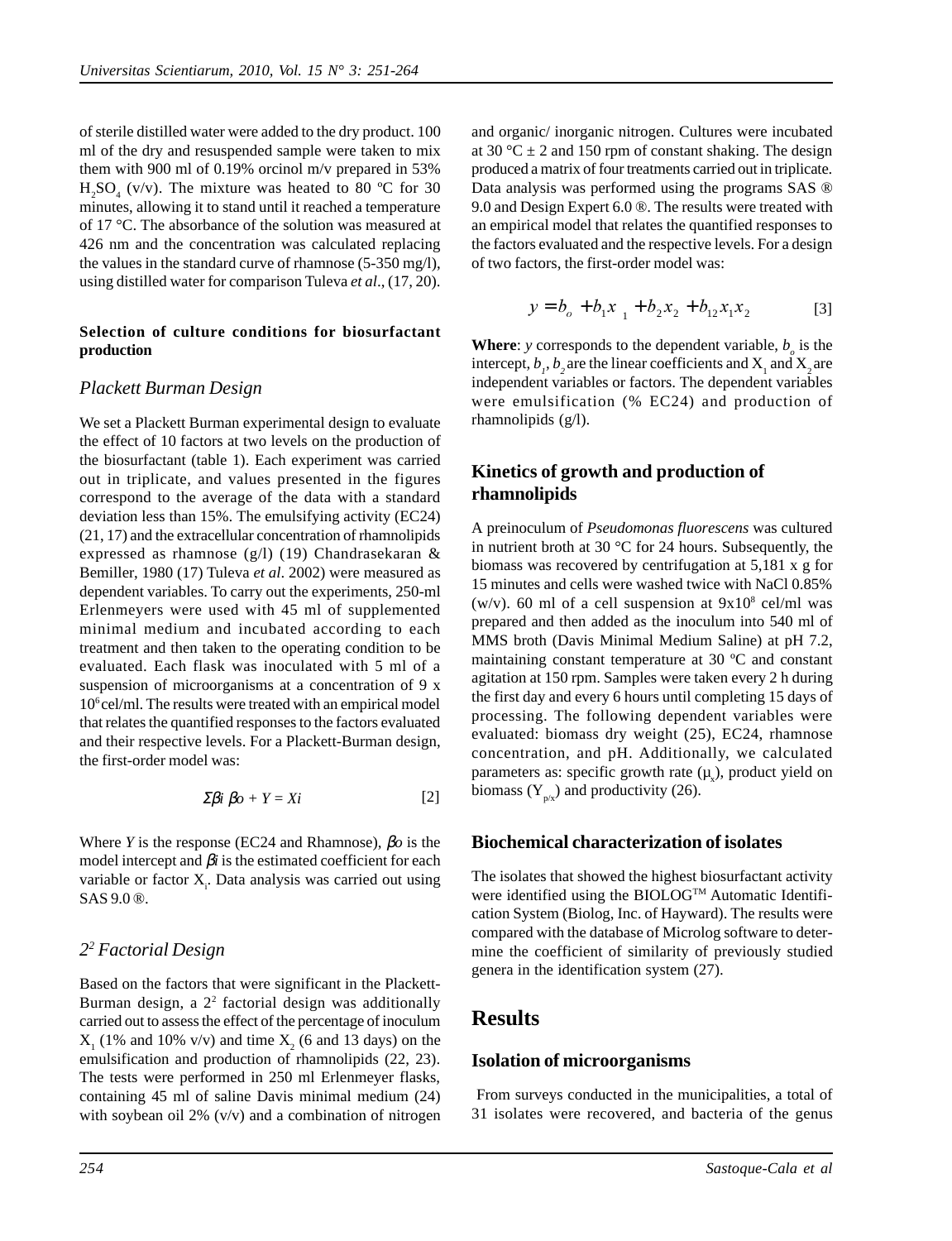of sterile distilled water were added to the dry product. 100 ml of the dry and resuspended sample were taken to mix them with 900 ml of 0.19% orcinol m/v prepared in 53% $H_2SO_4$ (v/v). The mixture was heated to 80 ºC for 30 minutes, allowing it to stand until it reached a temperature of 17 °C. The absorbance of the solution was measured at 426 nm and the concentration was calculated replacing the values in the standard curve of rhamnose (5-350 mg/l), using distilled water for comparison Tuleva *et al*., (17, 20).

#### Selection of culture conditions for biosurfactant production

### *Plackett Burman Design*

We set a Plackett Burman experimental design to evaluate the effect of 10 factors at two levels on the production of the biosurfactant (table 1). Each experiment was carried out in triplicate, and values presented in the figures correspond to the average of the data with a standard deviation less than 15%. The emulsifying activity (EC24) (21, 17) and the extracellular concentration of rhamnolipids expressed as rhamnose (g/l) (19) Chandrasekaran & Bemiller, 1980 (17) Tuleva *et al*. 2002) were measured as dependent variables. To carry out the experiments, 250-ml Erlenmeyers were used with 45 ml of supplemented minimal medium and incubated according to each treatment and then taken to the operating condition to be evaluated. Each flask was inoculated with 5 ml of a suspension of microorganisms at a concentration of 9 x $10^6$ cel/ml. The results were treated with an empirical model that relates the quantified responses to the factors evaluated and their respective levels. For a Plackett-Burman design, the first-order model was:

$$\Sigma\beta i \ \beta o + Y = Xi \qquad [2]$$

Where *Y* is the response (EC24 and Rhamnose), $\beta o$ is the model intercept and $\beta i$ is the estimated coefficient for each variable or factor $X_i$. Data analysis was carried out using SAS 9.0 ®.

### *$2^2$ Factorial Design*

Based on the factors that were significant in the Plackett-Burman design, a $2^2$ factorial design was additionally carried out to assess the effect of the percentage of inoculum $X_1$ (1% and 10% v/v) and time $X_2$ (6 and 13 days) on the emulsification and production of rhamnolipids (22, 23). The tests were performed in 250 ml Erlenmeyer flasks, containing 45 ml of saline Davis minimal medium (24) with soybean oil 2% (v/v) and a combination of nitrogen and organic/ inorganic nitrogen. Cultures were incubated at 30 °C ± 2 and 150 rpm of constant shaking. The design produced a matrix of four treatments carried out in triplicate. Data analysis was performed using the programs SAS ® 9.0 and Design Expert 6.0 ®. The results were treated with an empirical model that relates the quantified responses to the factors evaluated and the respective levels. For a design of two factors, the first-order model was:

$$y = b_o + b_1 x_1 + b_2 x_2 + b_{12} x_1 x_2 \qquad [3]$$

**Where**: *y* corresponds to the dependent variable, $b_o$ is the intercept, $b_1$, $b_2$ are the linear coefficients and $X_1$ and $X_2$ are independent variables or factors. The dependent variables were emulsification (% EC24) and production of rhamnolipids (g/l).

## Kinetics of growth and production of rhamnolipids

A preinoculum of *Pseudomonas fluorescens* was cultured in nutrient broth at 30 °C for 24 hours. Subsequently, the biomass was recovered by centrifugation at 5,181 x g for 15 minutes and cells were washed twice with NaCl 0.85% (w/v). 60 ml of a cell suspension at $9 \times 10^8$ cel/ml was prepared and then added as the inoculum into 540 ml of MMS broth (Davis Minimal Medium Saline) at pH 7.2, maintaining constant temperature at 30 ºC and constant agitation at 150 rpm. Samples were taken every 2 h during the first day and every 6 hours until completing 15 days of processing. The following dependent variables were evaluated: biomass dry weight (25), EC24, rhamnose concentration, and pH. Additionally, we calculated parameters as: specific growth rate ($\mu_x$), product yield on biomass ($Y_{p/x}$) and productivity (26).

## Biochemical characterization of isolates

The isolates that showed the highest biosurfactant activity were identified using the BIOLOG™ Automatic Identification System (Biolog, Inc. of Hayward). The results were compared with the database of Microlog software to determine the coefficient of similarity of previously studied genera in the identification system (27).

# Results

## Isolation of microorganisms

From surveys conducted in the municipalities, a total of 31 isolates were recovered, and bacteria of the genus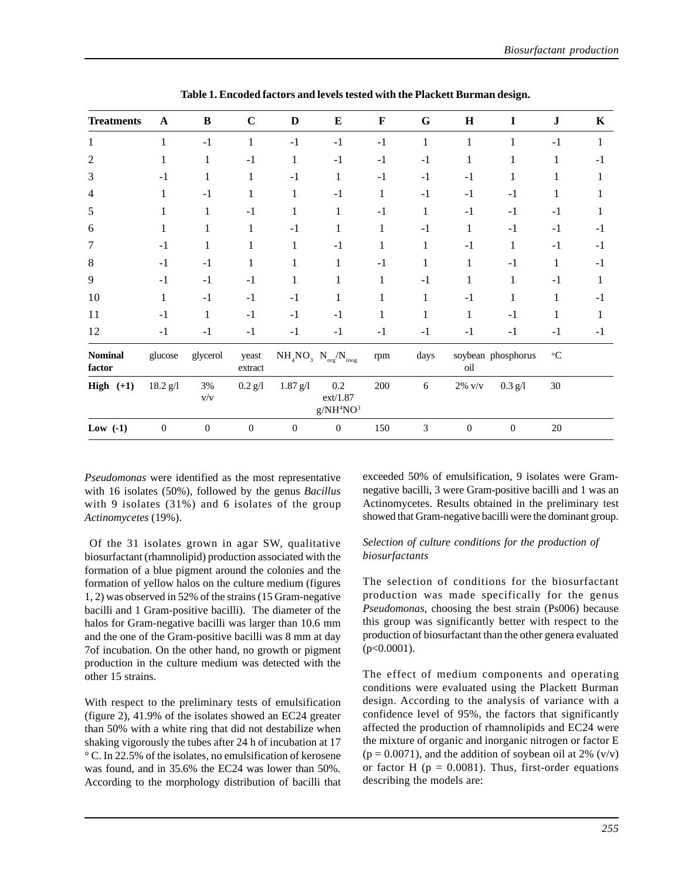**Table 1. Encoded factors and levels tested with the Plackett Burman design.**

| Treatments | A | B | C | D | E | F | G | H | I | J | K |
|---|---|---|---|---|---|---|---|---|---|---|---|
| 1 | 1 | -1 | 1 | -1 | -1 | -1 | 1 | 1 | 1 | -1 | 1 |
| 2 | 1 | 1 | -1 | 1 | -1 | -1 | -1 | 1 | 1 | 1 | -1 |
| 3 | -1 | 1 | 1 | -1 | 1 | -1 | -1 | -1 | 1 | 1 | 1 |
| 4 | 1 | -1 | 1 | 1 | -1 | 1 | -1 | -1 | -1 | 1 | 1 |
| 5 | 1 | 1 | -1 | 1 | 1 | -1 | 1 | -1 | -1 | -1 | 1 |
| 6 | 1 | 1 | 1 | -1 | 1 | 1 | -1 | 1 | -1 | -1 | -1 |
| 7 | -1 | 1 | 1 | 1 | -1 | 1 | 1 | -1 | 1 | -1 | -1 |
| 8 | -1 | -1 | 1 | 1 | 1 | -1 | 1 | 1 | -1 | 1 | -1 |
| 9 | -1 | -1 | -1 | 1 | 1 | 1 | -1 | 1 | 1 | -1 | 1 |
| 10 | 1 | -1 | -1 | -1 | 1 | 1 | 1 | -1 | 1 | 1 | -1 |
| 11 | -1 | 1 | -1 | -1 | -1 | 1 | 1 | 1 | -1 | 1 | 1 |
| 12 | -1 | -1 | -1 | -1 | -1 | -1 | -1 | -1 | -1 | -1 | -1 |
| **Nominal factor** | glucose | glycerol | yeast extract | $NH_4NO_3$ | $N_{org}/N_{inog}$ | rpm | days | soybean oil | phosphorus | °C | |
| **High (+1)** | 18.2 g/l | 3% v/v | 0.2 g/l | 1.87 g/l | 0.2 ext/1.87 g/$NH^4NO^3$ | 200 | 6 | 2% v/v | 0.3 g/l | 30 | |
| **Low (-1)** | 0 | 0 | 0 | 0 | 0 | 150 | 3 | 0 | 0 | 20 | |

*Pseudomonas* were identified as the most representative with 16 isolates (50%), followed by the genus *Bacillus* with 9 isolates (31%) and 6 isolates of the group *Actinomycetes* (19%).

Of the 31 isolates grown in agar SW, qualitative biosurfactant (rhamnolipid) production associated with the formation of a blue pigment around the colonies and the formation of yellow halos on the culture medium (figures 1, 2) was observed in 52% of the strains (15 Gram-negative bacilli and 1 Gram-positive bacilli). The diameter of the halos for Gram-negative bacilli was larger than 10.6 mm and the one of the Gram-positive bacilli was 8 mm at day 7of incubation. On the other hand, no growth or pigment production in the culture medium was detected with the other 15 strains.

With respect to the preliminary tests of emulsification (figure 2), 41.9% of the isolates showed an EC24 greater than 50% with a white ring that did not destabilize when shaking vigorously the tubes after 24 h of incubation at 17 ° C. In 22.5% of the isolates, no emulsification of kerosene was found, and in 35.6% the EC24 was lower than 50%. According to the morphology distribution of bacilli that exceeded 50% of emulsification, 9 isolates were Gram-negative bacilli, 3 were Gram-positive bacilli and 1 was an Actinomycetes. Results obtained in the preliminary test showed that Gram-negative bacilli were the dominant group.

*Selection of culture conditions for the production of biosurfactants*

The selection of conditions for the biosurfactant production was made specifically for the genus *Pseudomonas*, choosing the best strain (Ps006) because this group was significantly better with respect to the production of biosurfactant than the other genera evaluated ($p<0.0001$).

The effect of medium components and operating conditions were evaluated using the Plackett Burman design. According to the analysis of variance with a confidence level of 95%, the factors that significantly affected the production of rhamnolipids and EC24 were the mixture of organic and inorganic nitrogen or factor E ($p = 0.0071$), and the addition of soybean oil at 2% (v/v) or factor H ($p = 0.0081$). Thus, first-order equations describing the models are: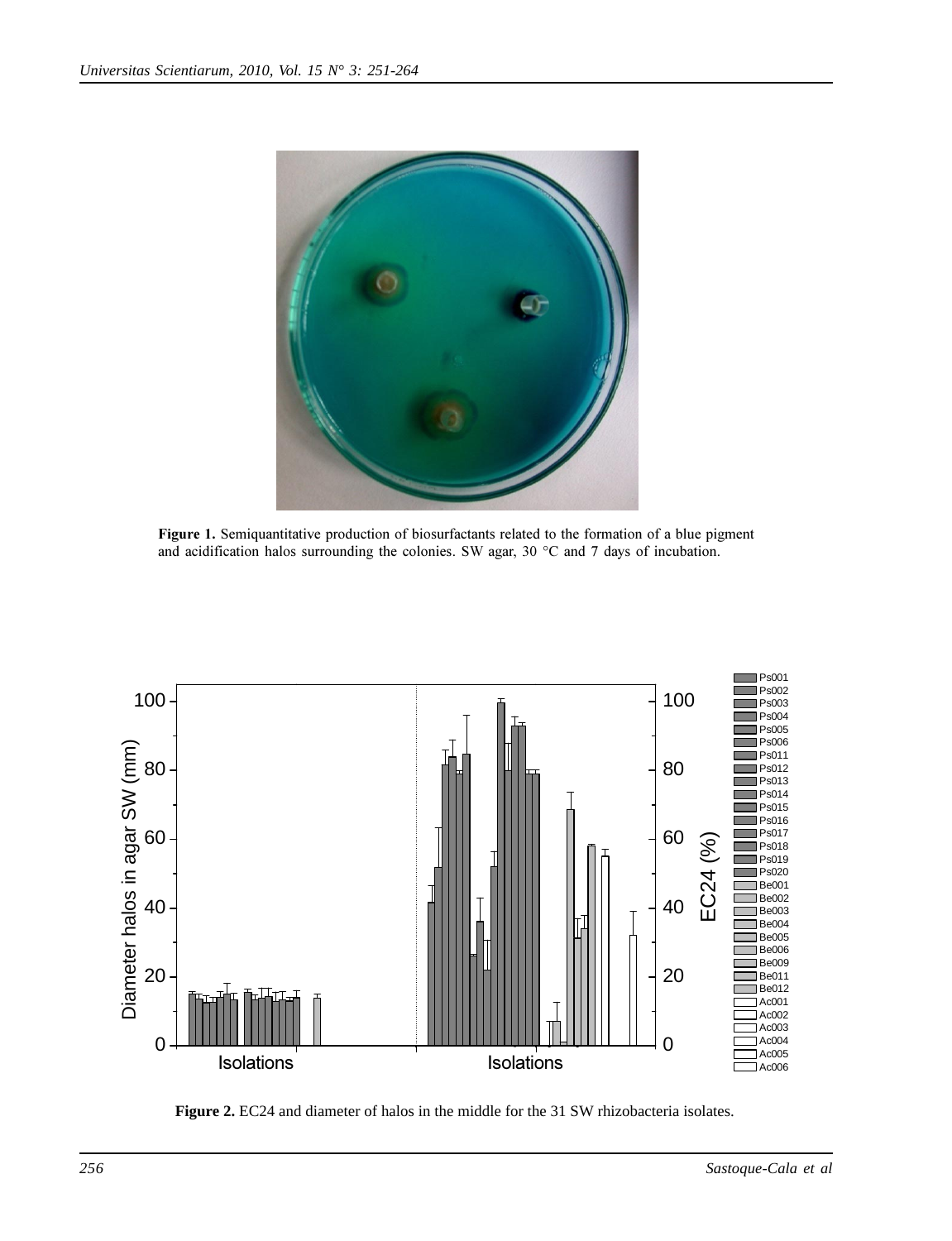**Figure 1.** Semiquantitative production of biosurfactants related to the formation of a blue pigment and acidification halos surrounding the colonies. SW agar, 30 °C and 7 days of incubation.

**Figure 2.** EC24 and diameter of halos in the middle for the 31 SW rhizobacteria isolates.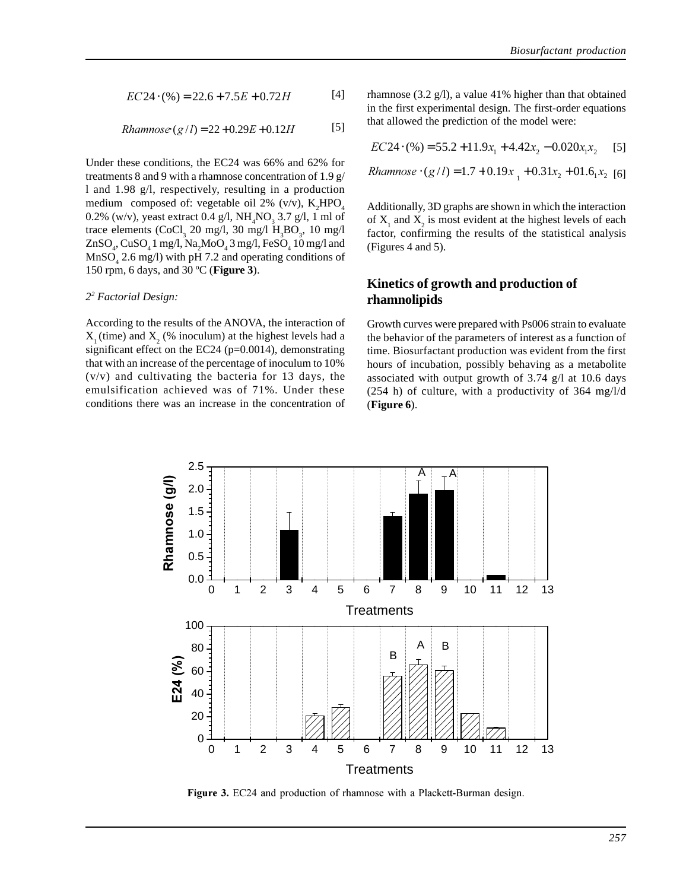$$EC24 \cdot (\%) = 22.6 + 7.5E + 0.72H \quad [4]$$

$$Rhamnose \cdot (g/l) = 22 + 0.29E + 0.12H \quad [5]$$

Under these conditions, the EC24 was 66% and 62% for treatments 8 and 9 with a rhamnose concentration of 1.9 g/l and 1.98 g/l, respectively, resulting in a production medium composed of: vegetable oil 2% (v/v), $K_2HPO_4$ 0.2% (w/v), yeast extract 0.4 g/l, $NH_4NO_3$ 3.7 g/l, 1 ml of trace elements ($CoCl_3$ 20 mg/l, 30 mg/l $H_3BO_3$, 10 mg/l $ZnSO_4$, $CuSO_4$ 1 mg/l, $Na_2MoO_4$ 3 mg/l, $FeSO_4$ 10 mg/l and $MnSO_4$ 2.6 mg/l) with pH 7.2 and operating conditions of 150 rpm, 6 days, and 30 ºC (**Figure 3**).

*$2^2$ Factorial Design:*

According to the results of the ANOVA, the interaction of $X_1$ (time) and $X_2$ (% inoculum) at the highest levels had a significant effect on the EC24 (p=0.0014), demonstrating that with an increase of the percentage of inoculum to 10% (v/v) and cultivating the bacteria for 13 days, the emulsification achieved was of 71%. Under these conditions there was an increase in the concentration of rhamnose (3.2 g/l), a value 41% higher than that obtained in the first experimental design. The first-order equations that allowed the prediction of the model were:

$$EC24 \cdot (\%) = 55.2 + 11.9x_1 + 4.42x_2 - 0.020x_1x_2 \quad [5]$$

$$Rhamnose \cdot (g/l) = 1.7 + 0.19x_1 + 0.31x_2 + 01.6_1x_2 \quad [6]$$

Additionally, 3D graphs are shown in which the interaction of $X_1$ and $X_2$ is most evident at the highest levels of each factor, confirming the results of the statistical analysis (Figures 4 and 5).

## Kinetics of growth and production of rhamnolipids

Growth curves were prepared with Ps006 strain to evaluate the behavior of the parameters of interest as a function of time. Biosurfactant production was evident from the first hours of incubation, possibly behaving as a metabolite associated with output growth of 3.74 g/l at 10.6 days (254 h) of culture, with a productivity of 364 mg/l/d (**Figure 6**).

**Figure 3.** EC24 and production of rhamnose with a Plackett-Burman design.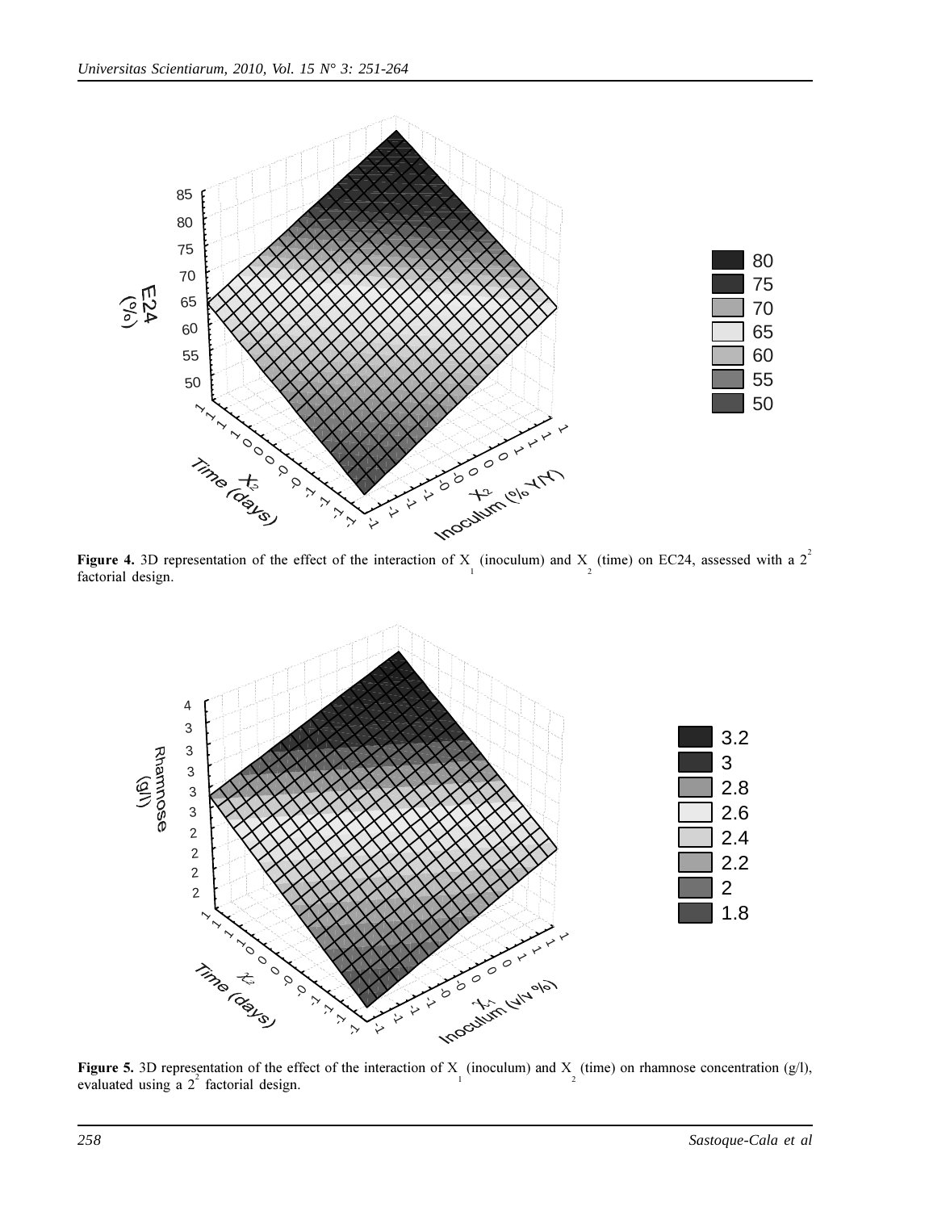**Figure 4.** 3D representation of the effect of the interaction of $X_1$ (inoculum) and $X_2$ (time) on EC24, assessed with a $2^2$ factorial design.

**Figure 5.** 3D representation of the effect of the interaction of $X_1$ (inoculum) and $X_2$ (time) on rhamnose concentration (g/l), evaluated using a $2^2$ factorial design.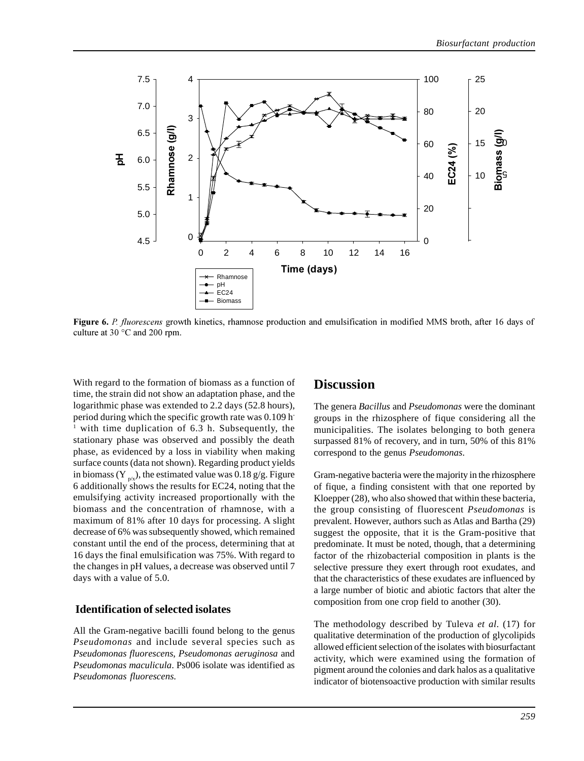**Figure 6.** *P. fluorescens* growth kinetics, rhamnose production and emulsification in modified MMS broth, after 16 days of culture at 30 °C and 200 rpm.

With regard to the formation of biomass as a function of time, the strain did not show an adaptation phase, and the logarithmic phase was extended to 2.2 days (52.8 hours), period during which the specific growth rate was 0.109 $h^{-1}$ with time duplication of 6.3 h. Subsequently, the stationary phase was observed and possibly the death phase, as evidenced by a loss in viability when making surface counts (data not shown). Regarding product yields in biomass ($Y_{p/x}$), the estimated value was 0.18 g/g. Figure 6 additionally shows the results for EC24, noting that the emulsifying activity increased proportionally with the biomass and the concentration of rhamnose, with a maximum of 81% after 10 days for processing. A slight decrease of 6% was subsequently showed, which remained constant until the end of the process, determining that at 16 days the final emulsification was 75%. With regard to the changes in pH values, a decrease was observed until 7 days with a value of 5.0.

### Identification of selected isolates

All the Gram-negative bacilli found belong to the genus *Pseudomonas* and include several species such as *Pseudomonas fluorescens*, *Pseudomonas aeruginosa* and *Pseudomonas maculicula*. Ps006 isolate was identified as *Pseudomonas fluorescens.*

## Discussion

The genera *Bacillus* and *Pseudomonas* were the dominant groups in the rhizosphere of fique considering all the municipalities. The isolates belonging to both genera surpassed 81% of recovery, and in turn, 50% of this 81% correspond to the genus *Pseudomonas*.

Gram-negative bacteria were the majority in the rhizosphere of fique, a finding consistent with that one reported by Kloepper (28), who also showed that within these bacteria, the group consisting of fluorescent *Pseudomonas* is prevalent. However, authors such as Atlas and Bartha (29) suggest the opposite, that it is the Gram-positive that predominate. It must be noted, though, that a determining factor of the rhizobacterial composition in plants is the selective pressure they exert through root exudates, and that the characteristics of these exudates are influenced by a large number of biotic and abiotic factors that alter the composition from one crop field to another (30).

The methodology described by Tuleva *et al*. (17) for qualitative determination of the production of glycolipids allowed efficient selection of the isolates with biosurfactant activity, which were examined using the formation of pigment around the colonies and dark halos as a qualitative indicator of biotensoactive production with similar results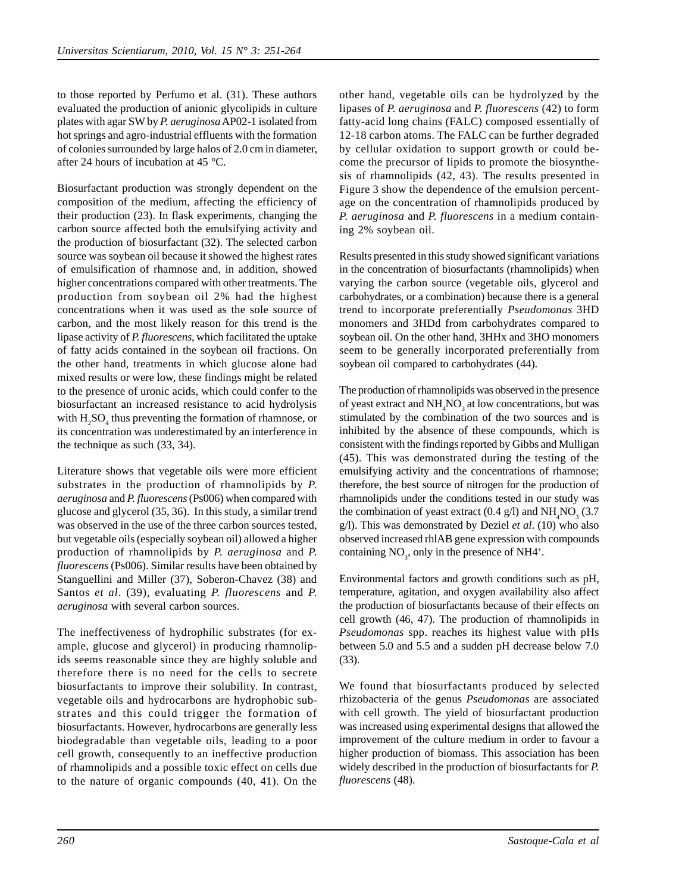to those reported by Perfumo et al. (31). These authors evaluated the production of anionic glycolipids in culture plates with agar SW by *P. aeruginosa* AP02-1 isolated from hot springs and agro-industrial effluents with the formation of colonies surrounded by large halos of 2.0 cm in diameter, after 24 hours of incubation at 45 °C.

Biosurfactant production was strongly dependent on the composition of the medium, affecting the efficiency of their production (23). In flask experiments, changing the carbon source affected both the emulsifying activity and the production of biosurfactant (32). The selected carbon source was soybean oil because it showed the highest rates of emulsification of rhamnose and, in addition, showed higher concentrations compared with other treatments. The production from soybean oil 2% had the highest concentrations when it was used as the sole source of carbon, and the most likely reason for this trend is the lipase activity of *P. fluorescens*, which facilitated the uptake of fatty acids contained in the soybean oil fractions. On the other hand, treatments in which glucose alone had mixed results or were low, these findings might be related to the presence of uronic acids, which could confer to the biosurfactant an increased resistance to acid hydrolysis with $H_2SO_4$ thus preventing the formation of rhamnose, or its concentration was underestimated by an interference in the technique as such (33, 34).

Literature shows that vegetable oils were more efficient substrates in the production of rhamnolipids by *P. aeruginosa* and *P. fluorescens* (Ps006) when compared with glucose and glycerol (35, 36). In this study, a similar trend was observed in the use of the three carbon sources tested, but vegetable oils (especially soybean oil) allowed a higher production of rhamnolipids by *P. aeruginosa* and *P. fluorescens* (Ps006). Similar results have been obtained by Stanguellini and Miller (37), Soberon-Chavez (38) and Santos *et al*. (39), evaluating *P. fluorescens* and *P. aeruginosa* with several carbon sources.

The ineffectiveness of hydrophilic substrates (for example, glucose and glycerol) in producing rhamnolipids seems reasonable since they are highly soluble and therefore there is no need for the cells to secrete biosurfactants to improve their solubility. In contrast, vegetable oils and hydrocarbons are hydrophobic substrates and this could trigger the formation of biosurfactants. However, hydrocarbons are generally less biodegradable than vegetable oils, leading to a poor cell growth, consequently to an ineffective production of rhamnolipids and a possible toxic effect on cells due to the nature of organic compounds (40, 41). On the other hand, vegetable oils can be hydrolyzed by the lipases of *P. aeruginosa* and *P. fluorescens* (42) to form fatty-acid long chains (FALC) composed essentially of 12-18 carbon atoms. The FALC can be further degraded by cellular oxidation to support growth or could become the precursor of lipids to promote the biosynthesis of rhamnolipids (42, 43). The results presented in Figure 3 show the dependence of the emulsion percentage on the concentration of rhamnolipids produced by *P. aeruginosa* and *P. fluorescens* in a medium containing 2% soybean oil.

Results presented in this study showed significant variations in the concentration of biosurfactants (rhamnolipids) when varying the carbon source (vegetable oils, glycerol and carbohydrates, or a combination) because there is a general trend to incorporate preferentially *Pseudomonas* 3HD monomers and 3HDd from carbohydrates compared to soybean oil. On the other hand, 3HHx and 3HO monomers seem to be generally incorporated preferentially from soybean oil compared to carbohydrates (44).

The production of rhamnolipids was observed in the presence of yeast extract and $NH_4NO_3$ at low concentrations, but was stimulated by the combination of the two sources and is inhibited by the absence of these compounds, which is consistent with the findings reported by Gibbs and Mulligan (45). This was demonstrated during the testing of the emulsifying activity and the concentrations of rhamnose; therefore, the best source of nitrogen for the production of rhamnolipids under the conditions tested in our study was the combination of yeast extract (0.4 g/l) and $NH_4NO_3$ (3.7 g/l). This was demonstrated by Deziel *et al*. (10) who also observed increased rhlAB gene expression with compounds containing $NO_3$, only in the presence of $NH4^+$.

Environmental factors and growth conditions such as pH, temperature, agitation, and oxygen availability also affect the production of biosurfactants because of their effects on cell growth (46, 47). The production of rhamnolipids in *Pseudomonas* spp. reaches its highest value with pHs between 5.0 and 5.5 and a sudden pH decrease below 7.0 (33).

We found that biosurfactants produced by selected rhizobacteria of the genus *Pseudomonas* are associated with cell growth. The yield of biosurfactant production was increased using experimental designs that allowed the improvement of the culture medium in order to favour a higher production of biomass. This association has been widely described in the production of biosurfactants for *P. fluorescens* (48).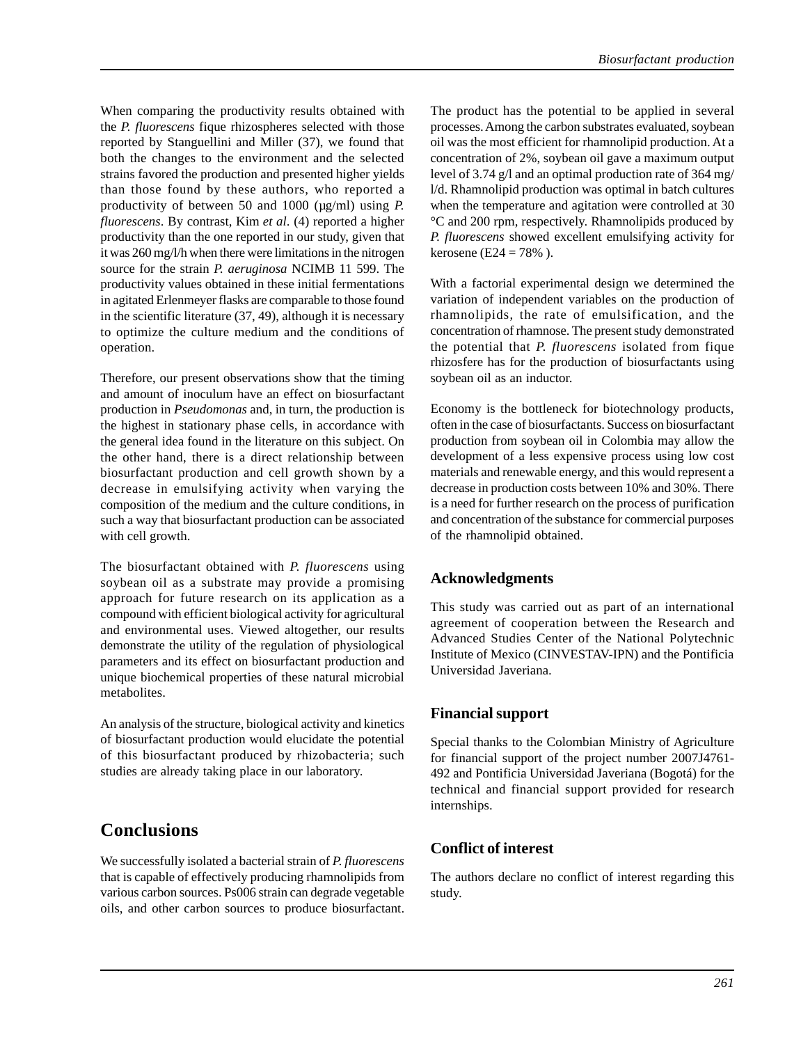When comparing the productivity results obtained with the *P. fluorescens* fique rhizospheres selected with those reported by Stanguellini and Miller (37), we found that both the changes to the environment and the selected strains favored the production and presented higher yields than those found by these authors, who reported a productivity of between 50 and 1000 (µg/ml) using *P. fluorescens*. By contrast, Kim *et al*. (4) reported a higher productivity than the one reported in our study, given that it was 260 mg/l/h when there were limitations in the nitrogen source for the strain *P. aeruginosa* NCIMB 11 599. The productivity values obtained in these initial fermentations in agitated Erlenmeyer flasks are comparable to those found in the scientific literature (37, 49), although it is necessary to optimize the culture medium and the conditions of operation.

Therefore, our present observations show that the timing and amount of inoculum have an effect on biosurfactant production in *Pseudomonas* and, in turn, the production is the highest in stationary phase cells, in accordance with the general idea found in the literature on this subject. On the other hand, there is a direct relationship between biosurfactant production and cell growth shown by a decrease in emulsifying activity when varying the composition of the medium and the culture conditions, in such a way that biosurfactant production can be associated with cell growth.

The biosurfactant obtained with *P. fluorescens* using soybean oil as a substrate may provide a promising approach for future research on its application as a compound with efficient biological activity for agricultural and environmental uses. Viewed altogether, our results demonstrate the utility of the regulation of physiological parameters and its effect on biosurfactant production and unique biochemical properties of these natural microbial metabolites.

An analysis of the structure, biological activity and kinetics of biosurfactant production would elucidate the potential of this biosurfactant produced by rhizobacteria; such studies are already taking place in our laboratory.

# Conclusions

We successfully isolated a bacterial strain of *P. fluorescens* that is capable of effectively producing rhamnolipids from various carbon sources. Ps006 strain can degrade vegetable oils, and other carbon sources to produce biosurfactant. The product has the potential to be applied in several processes. Among the carbon substrates evaluated, soybean oil was the most efficient for rhamnolipid production. At a concentration of 2%, soybean oil gave a maximum output level of 3.74 g/l and an optimal production rate of 364 mg/l/d. Rhamnolipid production was optimal in batch cultures when the temperature and agitation were controlled at 30 °C and 200 rpm, respectively. Rhamnolipids produced by *P. fluorescens* showed excellent emulsifying activity for kerosene ($E24$ = 78% ).

With a factorial experimental design we determined the variation of independent variables on the production of rhamnolipids, the rate of emulsification, and the concentration of rhamnose. The present study demonstrated the potential that *P. fluorescens* isolated from fique rhizosfere has for the production of biosurfactants using soybean oil as an inductor.

Economy is the bottleneck for biotechnology products, often in the case of biosurfactants. Success on biosurfactant production from soybean oil in Colombia may allow the development of a less expensive process using low cost materials and renewable energy, and this would represent a decrease in production costs between 10% and 30%. There is a need for further research on the process of purification and concentration of the substance for commercial purposes of the rhamnolipid obtained.

## Acknowledgments

This study was carried out as part of an international agreement of cooperation between the Research and Advanced Studies Center of the National Polytechnic Institute of Mexico (CINVESTAV-IPN) and the Pontificia Universidad Javeriana.

## Financial support

Special thanks to the Colombian Ministry of Agriculture for financial support of the project number 2007J4761-492 and Pontificia Universidad Javeriana (Bogotá) for the technical and financial support provided for research internships.

## Conflict of interest

The authors declare no conflict of interest regarding this study.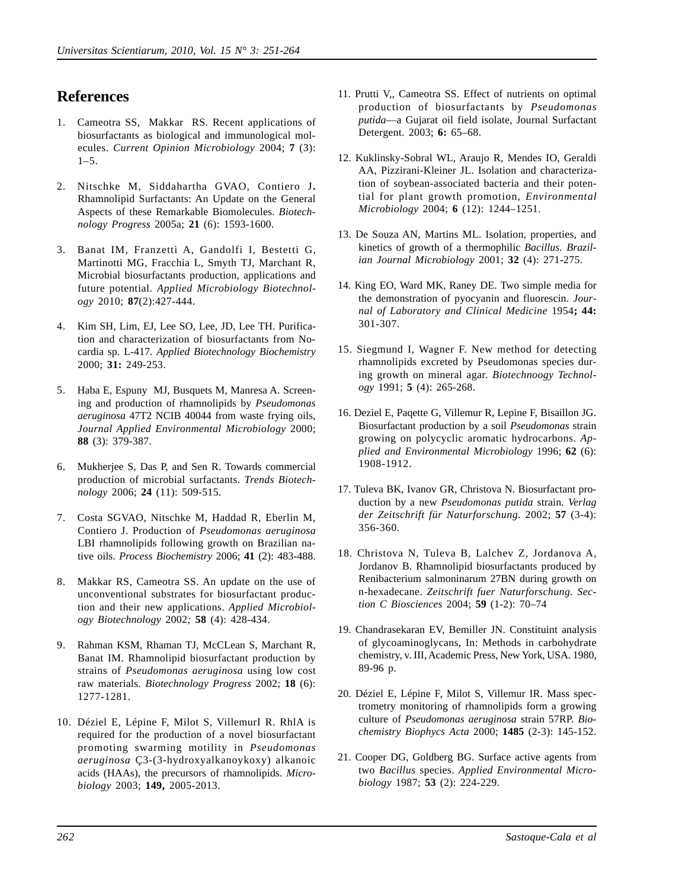## References

1. Cameotra SS, Makkar RS. Recent applications of biosurfactants as biological and immunological molecules. *Current Opinion Microbiology* 2004; **7** (3): 1–5.

2. Nitschke M, Siddahartha GVAO, Contiero J**.** Rhamnolipid Surfactants: An Update on the General Aspects of these Remarkable Biomolecules. *Biotechnology Progress* 2005a; **21** (6): 1593-1600.

3. Banat IM, Franzetti A, Gandolfi I, Bestetti G, Martinotti MG, Fracchia L, Smyth TJ, Marchant R, Microbial biosurfactants production, applications and future potential. *Applied Microbiology Biotechnology* 2010; **87**(2):427-444.

4. Kim SH, Lim, EJ, Lee SO, Lee, JD, Lee TH. Purification and characterization of biosurfactants from Nocardia sp. L-417. *Applied Biotechnology Biochemistry* 2000; **31:** 249-253.

5. Haba E, Espuny MJ, Busquets M, Manresa A. Screening and production of rhamnolipids by *Pseudomonas aeruginosa* 47T2 NCIB 40044 from waste frying oils, *Journal Applied Environmental Microbiology* 2000; **88** (3): 379-387.

6. Mukherjee S, Das P, and Sen R. Towards commercial production of microbial surfactants. *Trends Biotechnology* 2006; **24** (11): 509-515.

7. Costa SGVAO, Nitschke M, Haddad R, Eberlin M, Contiero J. Production of *Pseudomonas aeruginosa* LBI rhamnolipids following growth on Brazilian native oils. *Process Biochemistry* 2006; **41** (2): 483-488.

8. Makkar RS, Cameotra SS. An update on the use of unconventional substrates for biosurfactant production and their new applications. *Applied Microbiology Biotechnology* 2002*;* **58** (4): 428-434.

9. Rahman KSM, Rhaman TJ, McCLean S, Marchant R, Banat IM. Rhamnolipid biosurfactant production by strains of *Pseudomonas aeruginosa* using low cost raw materials. *Biotechnology Progress* 2002; **18** (6): 1277-1281.

10. Déziel E, Lépine F, Milot S, VillemurI R. RhlA is required for the production of a novel biosurfactant promoting swarming motility in *Pseudomonas aeruginosa* Ç3-(3-hydroxyalkanoykoxy) alkanoic acids (HAAs), the precursors of rhamnolipids. *Microbiology* 2003; **149,** 2005-2013.

11. Prutti V,, Cameotra SS. Effect of nutrients on optimal production of biosurfactants by *Pseudomonas putida*—a Gujarat oil field isolate, Journal Surfactant Detergent. 2003; **6:** 65–68.

12. Kuklinsky-Sobral WL, Araujo R, Mendes IO, Geraldi AA, Pizzirani-Kleiner JL. Isolation and characterization of soybean-associated bacteria and their potential for plant growth promotion, *Environmental Microbiology* 2004; **6** (12): 1244–1251.

13. De Souza AN, Martins ML. Isolation, properties, and kinetics of growth of a thermophilic *Bacillus. Brazilian Journal Microbiology* 2001; **32** (4): 271-275.

14. King EO, Ward MK, Raney DE. Two simple media for the demonstration of pyocyanin and fluorescin. *Journal of Laboratory and Clinical Medicine* 1954**; 44:** 301-307.

15. Siegmund I, Wagner F. New method for detecting rhamnolipids excreted by Pseudomonas species during growth on mineral agar. *Biotechnoogy Technology* 1991; **5** (4): 265-268.

16. Deziel E, Paqette G, Villemur R, Lepine F, Bisaillon JG. Biosurfactant production by a soil *Pseudomonas* strain growing on polycyclic aromatic hydrocarbons. *Applied and Environmental Microbiology* 1996; **62** (6): 1908-1912.

17. Tuleva BK, Ivanov GR, Christova N. Biosurfactant production by a new *Pseudomonas putida* strain*. Verlag der Zeitschrift für Naturforschung*. 2002; **57** (3-4): 356-360.

18. Christova N, Tuleva B, Lalchev Z, Jordanova A, Jordanov B. Rhamnolipid biosurfactants produced by Renibacterium salmoninarum 27BN during growth on n-hexadecane. *Zeitschrift fuer Naturforschung. Section C Biosciences* 2004; **59** (1-2): 70–74

19. Chandrasekaran EV, Bemiller JN. Constituint analysis of glycoaminoglycans, In: Methods in carbohydrate chemistry, v. III, Academic Press, New York, USA. 1980, 89-96 p.

20. Déziel E, Lépine F, Milot S, Villemur IR. Mass spectrometry monitoring of rhamnolipids form a growing culture of *Pseudomonas aeruginosa* strain 57RP. *Biochemistry Biophycs Acta* 2000; **1485** (2-3): 145-152.

21. Cooper DG, Goldberg BG. Surface active agents from two *Bacillus* species. *Applied Environmental Microbiology* 1987; **53** (2): 224-229.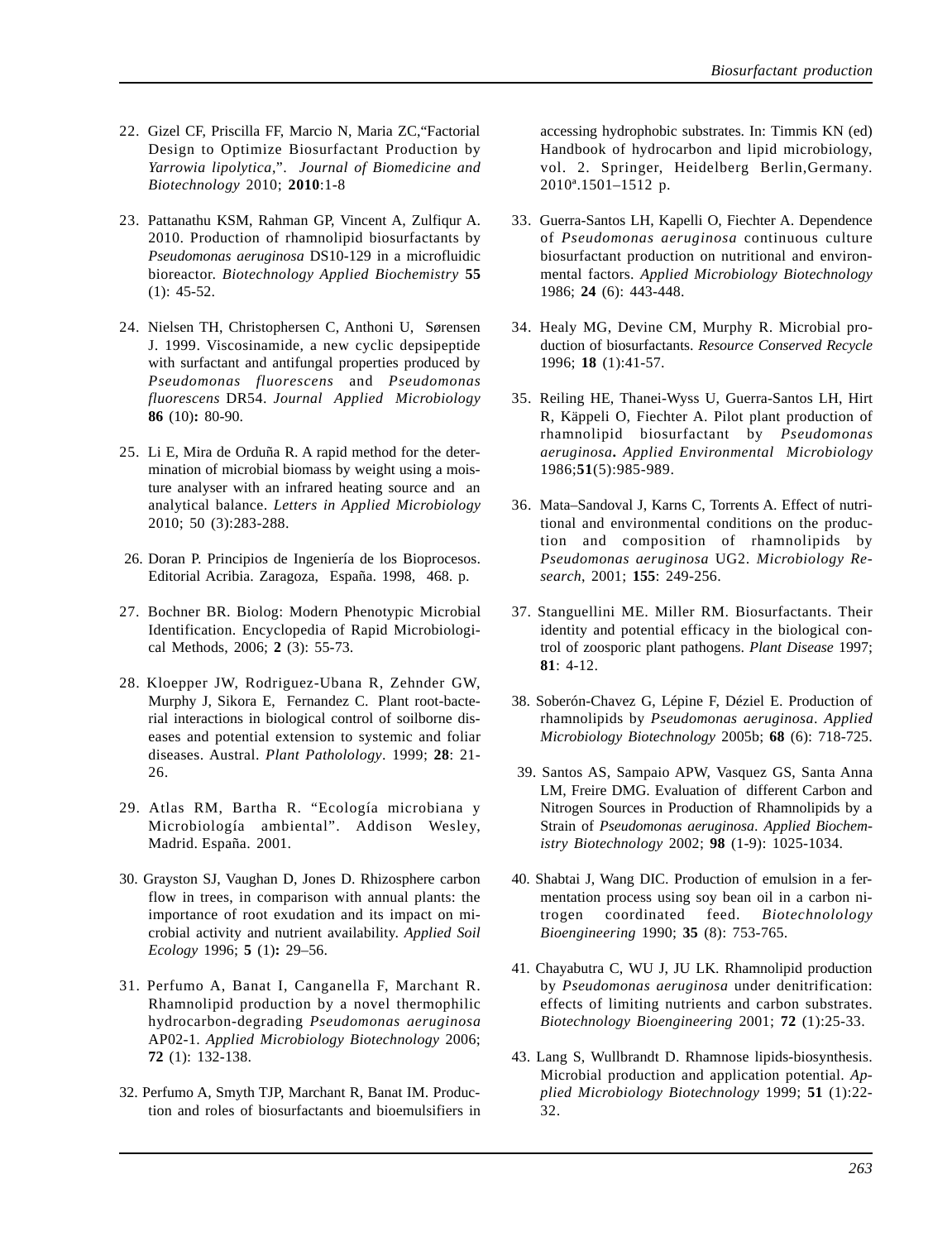22. Gizel CF, Priscilla FF, Marcio N, Maria ZC,"Factorial Design to Optimize Biosurfactant Production by *Yarrowia lipolytica*,". *Journal of Biomedicine and Biotechnology* 2010; **2010**:1-8

23. Pattanathu KSM, Rahman GP, Vincent A, Zulfiqur A. 2010. Production of rhamnolipid biosurfactants by *Pseudomonas aeruginosa* DS10-129 in a microfluidic bioreactor. *Biotechnology Applied Biochemistry* **55** (1): 45-52.

24. Nielsen TH, Christophersen C, Anthoni U, Sørensen J. 1999. Viscosinamide, a new cyclic depsipeptide with surfactant and antifungal properties produced by *Pseudomonas fluorescens* and *Pseudomonas fluorescens* DR54. *Journal Applied Microbiology* **86** (10)**:** 80-90.

25. Li E, Mira de Orduña R. A rapid method for the determination of microbial biomass by weight using a moisture analyser with an infrared heating source and an analytical balance. *Letters in Applied Microbiology* 2010; 50 (3):283-288.

26. Doran P. Principios de Ingeniería de los Bioprocesos. Editorial Acribia. Zaragoza, España. 1998, 468. p.

27. Bochner BR. Biolog: Modern Phenotypic Microbial Identification. Encyclopedia of Rapid Microbiological Methods, 2006; **2** (3): 55-73.

28. Kloepper JW, Rodriguez-Ubana R, Zehnder GW, Murphy J, Sikora E, Fernandez C. Plant root-bacterial interactions in biological control of soilborne diseases and potential extension to systemic and foliar diseases. Austral. *Plant Pathololo­gy*. 1999; **28**: 21-26.

29. Atlas RM, Bartha R. "Ecología microbiana y Microbiología ambiental". Addison Wesley, Madrid. España. 2001.

30. Grayston SJ, Vaughan D, Jones D. Rhizosphere carbon flow in trees, in comparison with annual plants: the importance of root exudation and its impact on microbial activity and nutrient availability. *Applied Soil Ecology* 1996; **5** (1)**:** 29–56.

31. Perfumo A, Banat I, Canganella F, Marchant R. Rhamnolipid production by a novel thermophilic hydrocarbon-degrading *Pseudomonas aeruginosa* AP02-1. *Applied Microbiology Biotechnology* 2006; **72** (1): 132-138.

32. Perfumo A, Smyth TJP, Marchant R, Banat IM. Production and roles of biosurfactants and bioemulsifiers in accessing hydrophobic substrates. In: Timmis KN (ed) Handbook of hydrocarbon and lipid microbiology, vol. 2. Springer, Heidelberg Berlin,Germany. 2010ª.1501–1512 p.

33. Guerra-Santos LH, Kapelli O, Fiechter A. Dependence of *Pseudomonas aeruginosa* continuous culture biosurfactant production on nutritional and environmental factors. *Applied Microbiology Biotechnology* 1986; **24** (6): 443-448.

34. Healy MG, Devine CM, Murphy R. Microbial production of biosurfactants. *Resource Conserved Recycle* 1996; **18** (1):41-57.

35. Reiling HE, Thanei-Wyss U, Guerra-Santos LH, Hirt R, Käppeli O, Fiechter A. Pilot plant production of rhamnolipid biosurfactant by *Pseudomonas aeruginosa***.** *Applied Environmental Microbiology* 1986;**51**(5):985-989.

36. Mata–Sandoval J, Karns C, Torrents A. Effect of nutritional and environmental conditions on the production and composition of rhamnolipids by *Pseudomonas aeruginosa* UG2. *Microbiology Research*, 2001; **155**: 249-256.

37. Stanguellini ME. Miller RM. Biosurfactants. Their identity and potential efficacy in the biological control of zoosporic plant pathogens. *Plant Disease* 1997; **81**: 4-12.

38. Soberón-Chavez G, Lépine F, Déziel E. Production of rhamnolipids by *Pseudomonas aeruginosa*. *Applied Microbiology Biotechnology* 2005b; **68** (6): 718-725.

39. Santos AS, Sampaio APW, Vasquez GS, Santa Anna LM, Freire DMG. Evaluation of different Carbon and Nitrogen Sources in Production of Rhamnolipids by a Strain of *Pseudomonas aeruginosa*. *Applied Biochemistry Biotechnology* 2002; **98** (1-9): 1025-1034.

40. Shabtai J, Wang DIC. Production of emulsion in a fermentation process using soy bean oil in a carbon nitrogen coordinated feed. *Biotechnolology Bioengineering* 1990; **35** (8): 753-765.

41. Chayabutra C, WU J, JU LK. Rhamnolipid production by *Pseudomonas aeruginosa* under denitrification: effects of limiting nutrients and carbon substrates. *Biotechnology Bioengineering* 2001; **72** (1):25-33.

43. Lang S, Wullbrandt D. Rhamnose lipids-biosynthesis. Microbial production and application potential. *Applied Microbiology Biotechnology* 1999; **51** (1):22-32.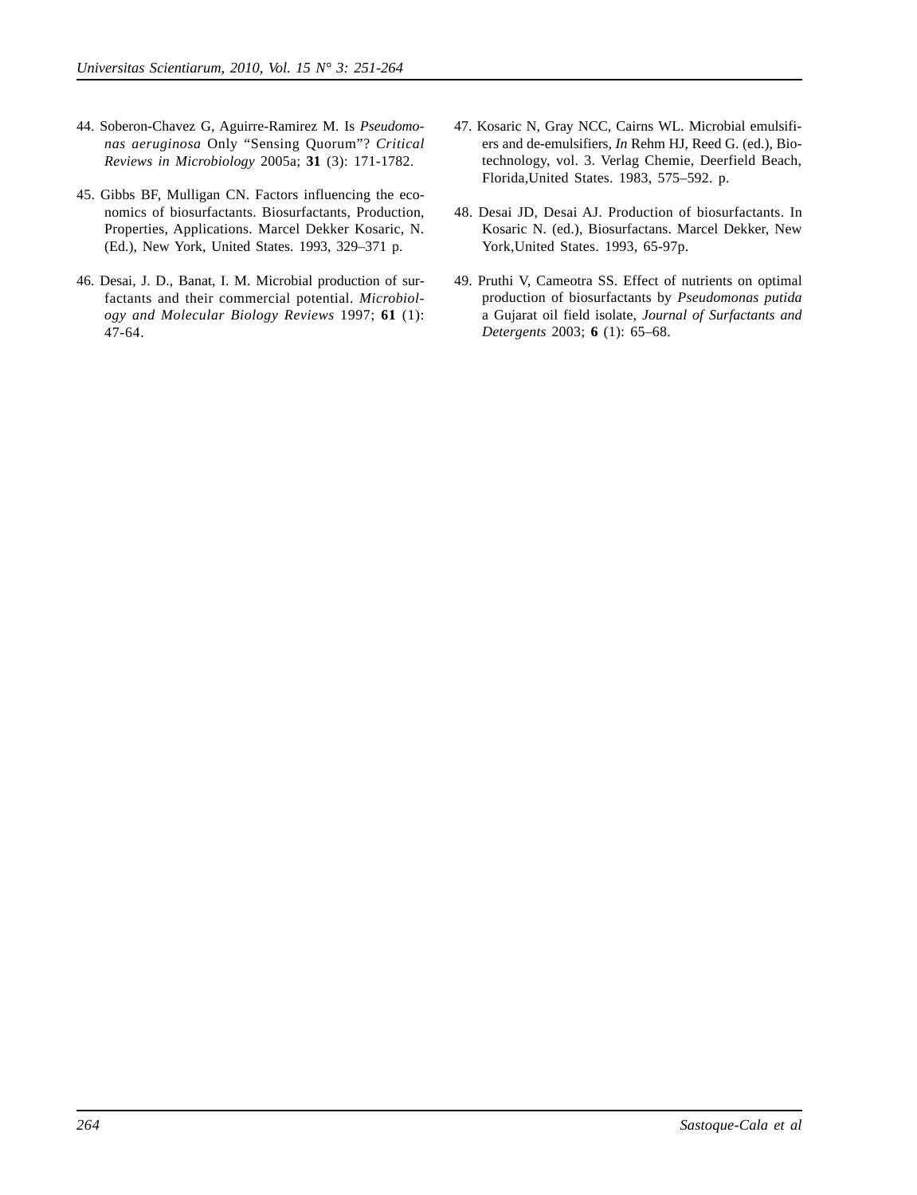44. Soberon-Chavez G, Aguirre-Ramirez M. Is *Pseudomonas aeruginosa* Only "Sensing Quorum"? *Critical Reviews in Microbiology* 2005a; **31** (3): 171-1782.

45. Gibbs BF, Mulligan CN. Factors influencing the economics of biosurfactants. Biosurfactants, Production, Properties, Applications. Marcel Dekker Kosaric, N. (Ed.), New York, United States. 1993, 329–371 p.

46. Desai, J. D., Banat, I. M. Microbial production of surfactants and their commercial potential. *Microbiology and Molecular Biology Reviews* 1997; **61** (1): 47-64.

47. Kosaric N, Gray NCC, Cairns WL. Microbial emulsifiers and de-emulsifiers, *In* Rehm HJ, Reed G. (ed.), Biotechnology, vol. 3. Verlag Chemie, Deerfield Beach, Florida,United States. 1983, 575–592. p.

48. Desai JD, Desai AJ. Production of biosurfactants. In Kosaric N. (ed.), Biosurfactans. Marcel Dekker, New York,United States. 1993, 65-97p.

49. Pruthi V, Cameotra SS. Effect of nutrients on optimal production of biosurfactants by *Pseudomonas putida* a Gujarat oil field isolate, *Journal of Surfactants and Detergents* 2003; **6** (1): 65–68.